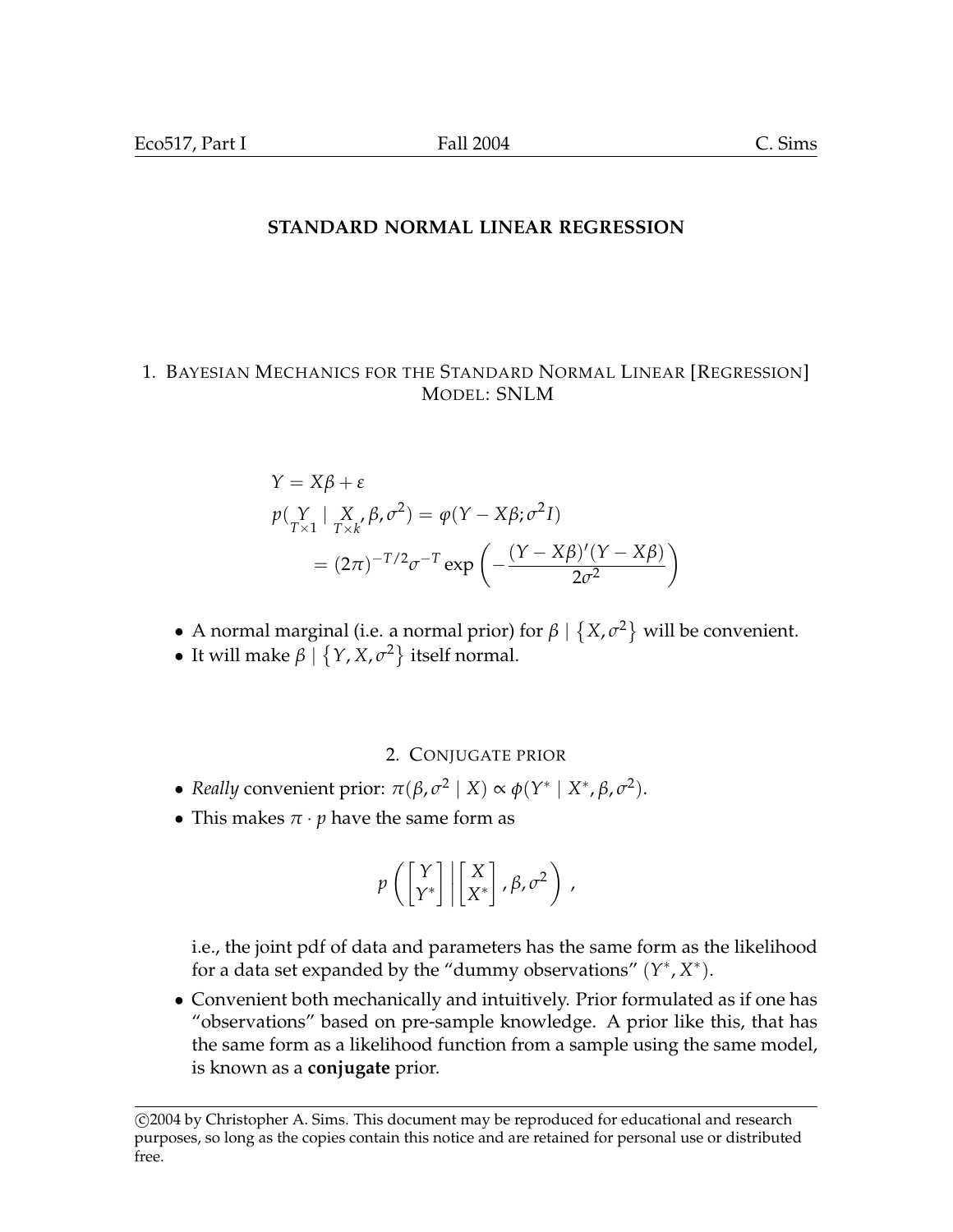# STANDARD NORMAL LINEAR REGRESSION

## 1. Bayesian Mechanics for the Standard Normal Linear [Regression] Model: SNLM

$$
\begin{aligned}
&Y = X\beta + \varepsilon \\
&p(\underset{T\times 1}{Y} \mid \underset{T\times k}{X}, \beta, \sigma^2) = \varphi(Y - X\beta; \sigma^2 I) \\
&\qquad = (2\pi)^{-T/2}\sigma^{-T} \exp\left(-\frac{(Y - X\beta)'(Y - X\beta)}{2\sigma^2}\right)
\end{aligned}
$$

- A normal marginal (i.e. a normal prior) for $\beta \mid \{X, \sigma^2\}$ will be convenient.
- It will make $\beta \mid \{Y, X, \sigma^2\}$ itself normal.

## 2. Conjugate prior

- *Really* convenient prior: $\pi(\beta, \sigma^2 \mid X) \propto \phi(Y^* \mid X^*, \beta, \sigma^2)$.
- This makes $\pi \cdot p$ have the same form as

$$
p\left(\begin{bmatrix} Y \\ Y^* \end{bmatrix} \middle| \begin{bmatrix} X \\ X^* \end{bmatrix}, \beta, \sigma^2\right),
$$

  i.e., the joint pdf of data and parameters has the same form as the likelihood for a data set expanded by the "dummy observations" $(Y^*, X^*)$.
- Convenient both mechanically and intuitively. Prior formulated as if one has "observations" based on pre-sample knowledge. A prior like this, that has the same form as a likelihood function from a sample using the same model, is known as a **conjugate** prior.

©2004 by Christopher A. Sims. This document may be reproduced for educational and research purposes, so long as the copies contain this notice and are retained for personal use or distributed free.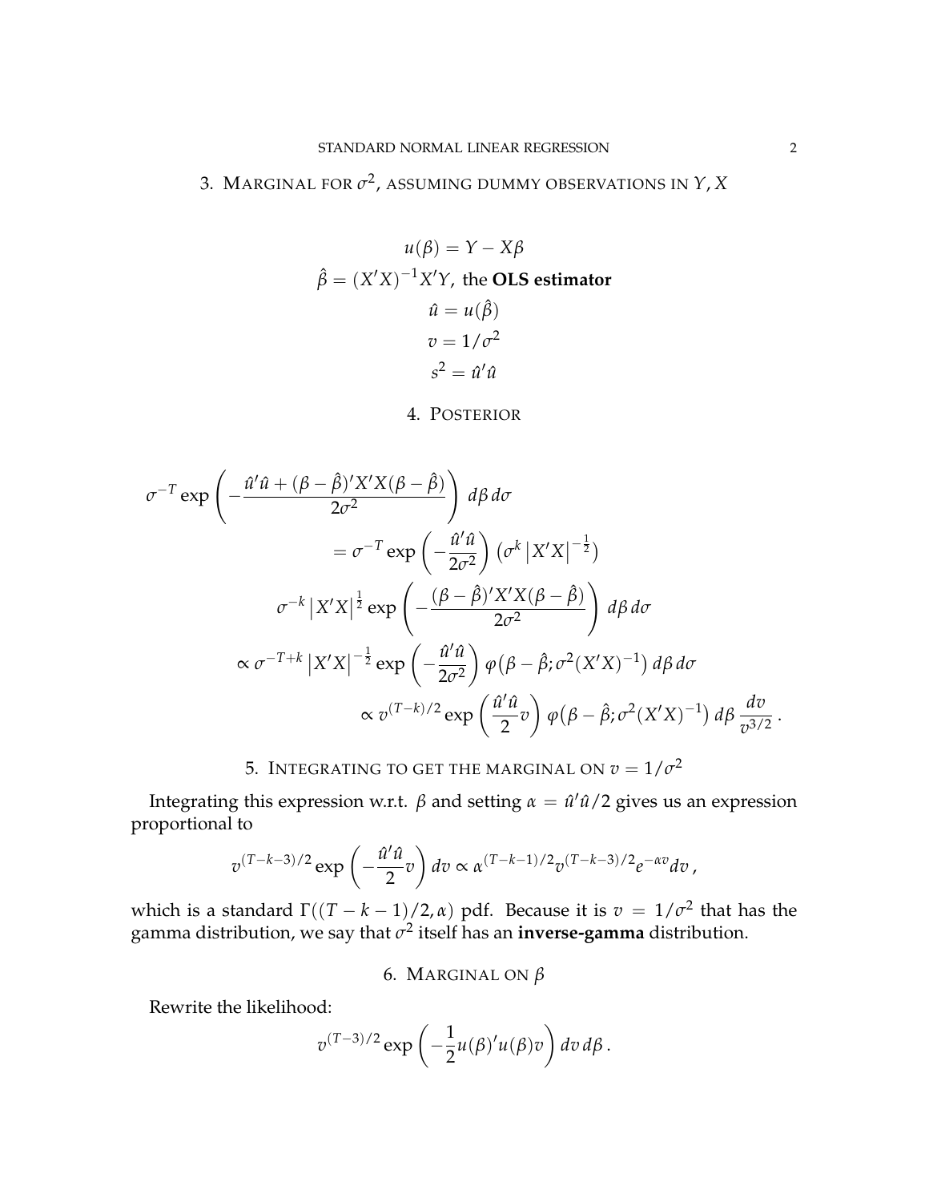## 3. Marginal for $\sigma^2$, assuming dummy observations in $Y, X$

$$
\begin{gathered}
u(\beta) = Y - X\beta \\
\hat{\beta} = (X'X)^{-1}X'Y, \text{ the } \textbf{OLS estimator} \\
\hat{u} = u(\hat{\beta}) \\
v = 1/\sigma^2 \\
s^2 = \hat{u}'\hat{u}
\end{gathered}
$$

## 4. Posterior

$$
\begin{aligned}
\sigma^{-T} \exp\left(-\frac{\hat{u}'\hat{u} + (\beta - \hat{\beta})'X'X(\beta - \hat{\beta})}{2\sigma^2}\right) d\beta\, d\sigma& \\
= \sigma^{-T} \exp\left(-\frac{\hat{u}'\hat{u}}{2\sigma^2}\right) \left(\sigma^k \left|X'X\right|^{-\frac{1}{2}}\right)& \\
\sigma^{-k} \left|X'X\right|^{\frac{1}{2}} \exp\left(-\frac{(\beta - \hat{\beta})'X'X(\beta - \hat{\beta})}{2\sigma^2}\right) d\beta\, d\sigma& \\
\propto \sigma^{-T+k} \left|X'X\right|^{-\frac{1}{2}} \exp\left(-\frac{\hat{u}'\hat{u}}{2\sigma^2}\right) \varphi\big(\beta - \hat{\beta}; \sigma^2 (X'X)^{-1}\big)\, d\beta\, d\sigma& \\
\propto v^{(T-k)/2} \exp\left(\frac{\hat{u}'\hat{u}}{2} v\right) \varphi\big(\beta - \hat{\beta}; \sigma^2 (X'X)^{-1}\big)\, d\beta\, \frac{dv}{v^{3/2}}\,.&
\end{aligned}
$$

## 5. Integrating to get the marginal on $v = 1/\sigma^2$

Integrating this expression w.r.t. $\beta$ and setting $\alpha = \hat{u}'\hat{u}/2$ gives us an expression proportional to

$$
v^{(T-k-3)/2} \exp\left(-\frac{\hat{u}'\hat{u}}{2} v\right) dv \propto \alpha^{(T-k-1)/2} v^{(T-k-3)/2} e^{-\alpha v} dv\,,
$$

which is a standard $\Gamma((T-k-1)/2, \alpha)$ pdf. Because it is $v = 1/\sigma^2$ that has the gamma distribution, we say that $\sigma^2$ itself has an **inverse-gamma** distribution.

## 6. Marginal on $\beta$

Rewrite the likelihood:

$$
v^{(T-3)/2} \exp\left(-\frac{1}{2} u(\beta)' u(\beta) v\right) dv\, d\beta\,.
$$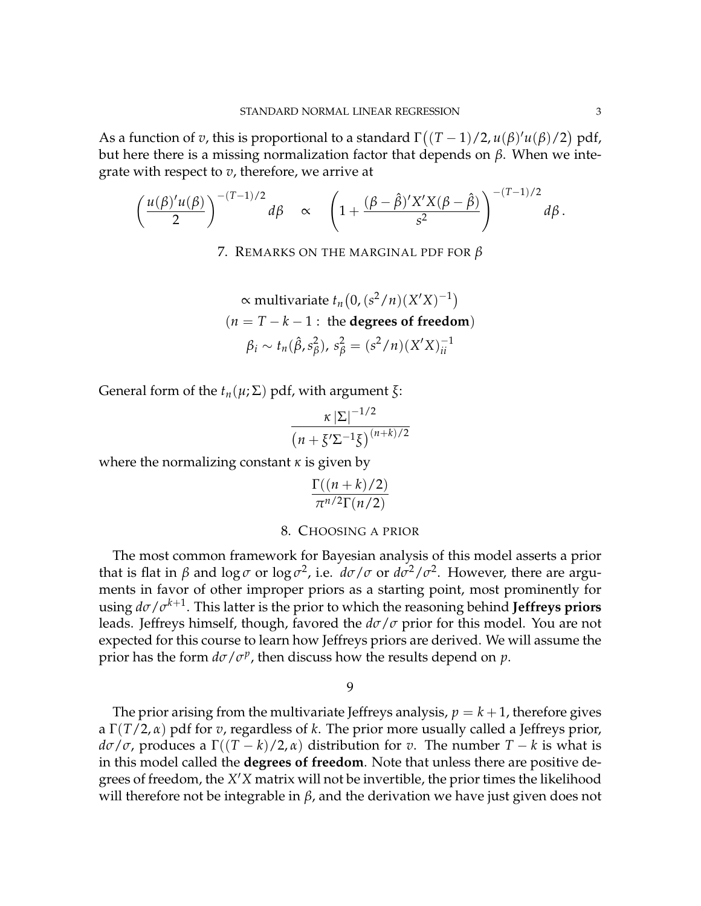As a function of $v$, this is proportional to a standard $\Gamma\big((T-1)/2, u(\beta)'u(\beta)/2\big)$ pdf, but here there is a missing normalization factor that depends on $\beta$. When we integrate with respect to $v$, therefore, we arrive at

$$\left(\frac{u(\beta)'u(\beta)}{2}\right)^{-(T-1)/2} d\beta \quad \propto \quad \left(1 + \frac{(\beta-\hat{\beta})'X'X(\beta-\hat{\beta})}{s^2}\right)^{-(T-1)/2} d\beta\,.$$

## 7. Remarks on the marginal pdf for $\beta$

$$\propto \text{multivariate } t_n\big(0, (s^2/n)(X'X)^{-1}\big)$$

$$(n = T-k-1:\ \text{the } \textbf{degrees of freedom})$$

$$\beta_i \sim t_n(\hat{\beta}, s_\beta^2),\ s_\beta^2 = (s^2/n)(X'X)^{-1}_{ii}$$

General form of the $t_n(\mu; \Sigma)$ pdf, with argument $\xi$:

$$\frac{\kappa\,|\Sigma|^{-1/2}}{\big(n + \xi'\Sigma^{-1}\xi\big)^{(n+k)/2}}$$

where the normalizing constant $\kappa$ is given by

$$\frac{\Gamma((n+k)/2)}{\pi^{n/2}\Gamma(n/2)}$$

## 8. Choosing a prior

The most common framework for Bayesian analysis of this model asserts a prior that is flat in $\beta$ and $\log\sigma$ or $\log\sigma^2$, i.e. $d\sigma/\sigma$ or $d\sigma^2/\sigma^2$. However, there are arguments in favor of other improper priors as a starting point, most prominently for using $d\sigma/\sigma^{k+1}$. This latter is the prior to which the reasoning behind **Jeffreys priors** leads. Jeffreys himself, though, favored the $d\sigma/\sigma$ prior for this model. You are not expected for this course to learn how Jeffreys priors are derived. We will assume the prior has the form $d\sigma/\sigma^p$, then discuss how the results depend on $p$.

## 9

The prior arising from the multivariate Jeffreys analysis, $p = k+1$, therefore gives a $\Gamma(T/2, \alpha)$ pdf for $v$, regardless of $k$. The prior more usually called a Jeffreys prior, $d\sigma/\sigma$, produces a $\Gamma((T-k)/2, \alpha)$ distribution for $v$. The number $T-k$ is what is in this model called the **degrees of freedom**. Note that unless there are positive degrees of freedom, the $X'X$ matrix will not be invertible, the prior times the likelihood will therefore not be integrable in $\beta$, and the derivation we have just given does not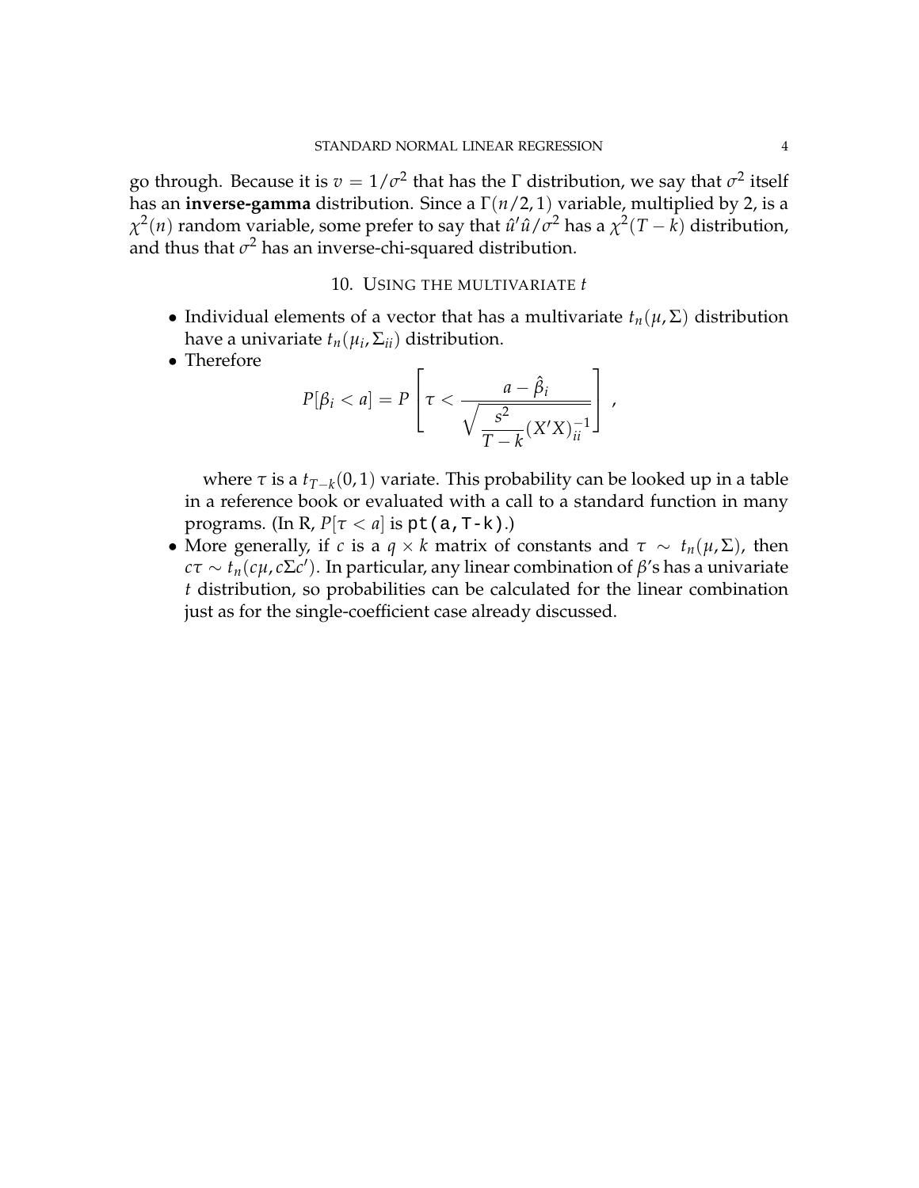go through. Because it is $v = 1/\sigma^2$ that has the $\Gamma$ distribution, we say that $\sigma^2$ itself has an **inverse-gamma** distribution. Since a $\Gamma(n/2, 1)$ variable, multiplied by 2, is a $\chi^2(n)$ random variable, some prefer to say that $\hat{u}'\hat{u}/\sigma^2$ has a $\chi^2(T-k)$ distribution, and thus that $\sigma^2$ has an inverse-chi-squared distribution.

## 10. Using the multivariate $t$

- Individual elements of a vector that has a multivariate $t_n(\mu, \Sigma)$ distribution have a univariate $t_n(\mu_i, \Sigma_{ii})$ distribution.
- Therefore

$$P[\beta_i < a] = P\left[\tau < \frac{a - \hat{\beta}_i}{\sqrt{\dfrac{s^2}{T-k}(X'X)^{-1}_{ii}}}\right] ,$$

  where $\tau$ is a $t_{T-k}(0, 1)$ variate. This probability can be looked up in a table in a reference book or evaluated with a call to a standard function in many programs. (In R, $P[\tau < a]$ is `pt(a,T-k)`.)
- More generally, if $c$ is a $q \times k$ matrix of constants and $\tau \sim t_n(\mu, \Sigma)$, then $c\tau \sim t_n(c\mu, c\Sigma c')$. In particular, any linear combination of $\beta$'s has a univariate $t$ distribution, so probabilities can be calculated for the linear combination just as for the single-coefficient case already discussed.